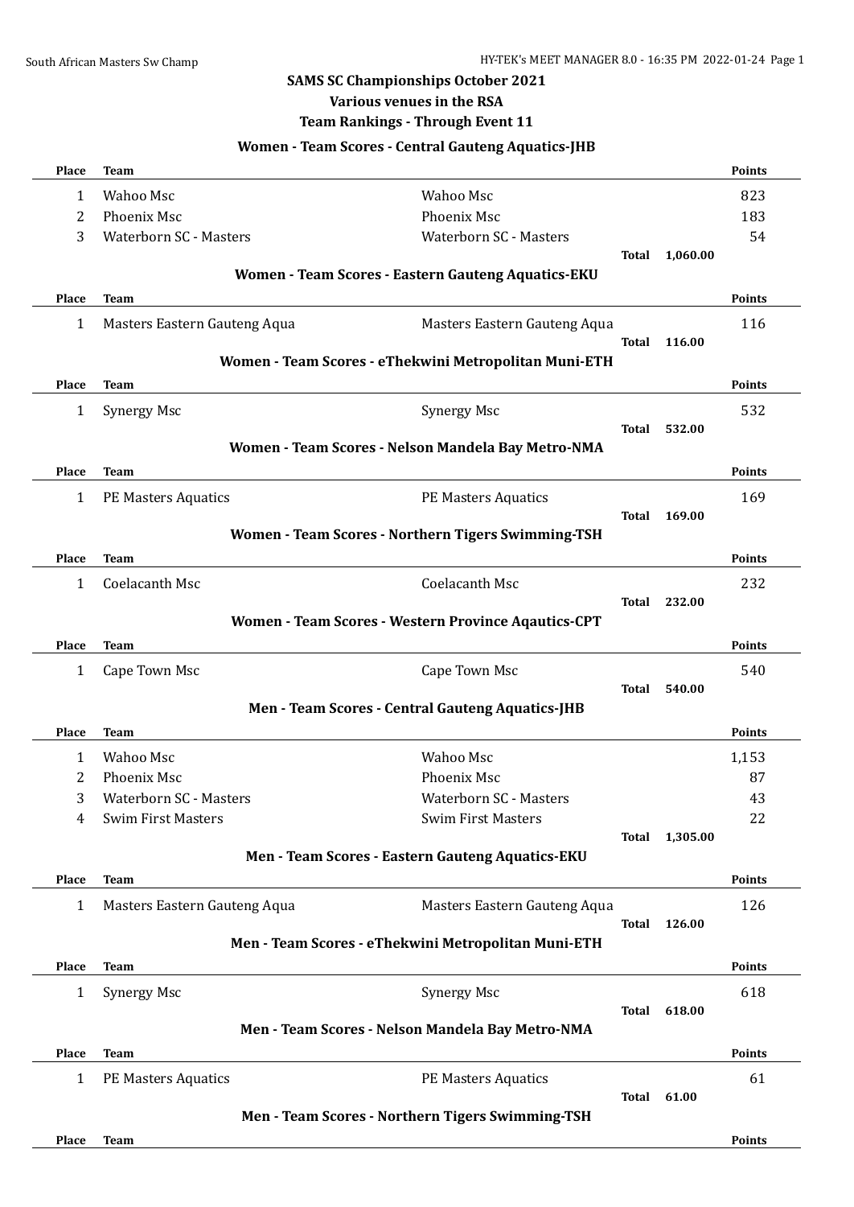# SAMS SC Championships October 2021

## Various venues in the RSA

## Team Rankings - Through Event 11

### Women - Team Scores - Central Gauteng Aquatics-JHB

| Place | Team | | | Points |
|---|---|---|---|---|
| 1 | Wahoo Msc | Wahoo Msc | | 823 |
| 2 | Phoenix Msc | Phoenix Msc | | 183 |
| 3 | Waterborn SC - Masters | Waterborn SC - Masters | | 54 |
| | | | **Total** 1,060.00 | |

### Women - Team Scores - Eastern Gauteng Aquatics-EKU

| Place | Team | | | Points |
|---|---|---|---|---|
| 1 | Masters Eastern Gauteng Aqua | Masters Eastern Gauteng Aqua | | 116 |
| | | | **Total** 116.00 | |

### Women - Team Scores - eThekwini Metropolitan Muni-ETH

| Place | Team | | | Points |
|---|---|---|---|---|
| 1 | Synergy Msc | Synergy Msc | | 532 |
| | | | **Total** 532.00 | |

### Women - Team Scores - Nelson Mandela Bay Metro-NMA

| Place | Team | | | Points |
|---|---|---|---|---|
| 1 | PE Masters Aquatics | PE Masters Aquatics | | 169 |
| | | | **Total** 169.00 | |

### Women - Team Scores - Northern Tigers Swimming-TSH

| Place | Team | | | Points |
|---|---|---|---|---|
| 1 | Coelacanth Msc | Coelacanth Msc | | 232 |
| | | | **Total** 232.00 | |

### Women - Team Scores - Western Province Aqautics-CPT

| Place | Team | | | Points |
|---|---|---|---|---|
| 1 | Cape Town Msc | Cape Town Msc | | 540 |
| | | | **Total** 540.00 | |

### Men - Team Scores - Central Gauteng Aquatics-JHB

| Place | Team | | | Points |
|---|---|---|---|---|
| 1 | Wahoo Msc | Wahoo Msc | | 1,153 |
| 2 | Phoenix Msc | Phoenix Msc | | 87 |
| 3 | Waterborn SC - Masters | Waterborn SC - Masters | | 43 |
| 4 | Swim First Masters | Swim First Masters | | 22 |
| | | | **Total** 1,305.00 | |

### Men - Team Scores - Eastern Gauteng Aquatics-EKU

| Place | Team | | | Points |
|---|---|---|---|---|
| 1 | Masters Eastern Gauteng Aqua | Masters Eastern Gauteng Aqua | | 126 |
| | | | **Total** 126.00 | |

### Men - Team Scores - eThekwini Metropolitan Muni-ETH

| Place | Team | | | Points |
|---|---|---|---|---|
| 1 | Synergy Msc | Synergy Msc | | 618 |
| | | | **Total** 618.00 | |

### Men - Team Scores - Nelson Mandela Bay Metro-NMA

| Place | Team | | | Points |
|---|---|---|---|---|
| 1 | PE Masters Aquatics | PE Masters Aquatics | | 61 |
| | | | **Total** 61.00 | |

### Men - Team Scores - Northern Tigers Swimming-TSH

| Place | Team | | | Points |
|---|---|---|---|---|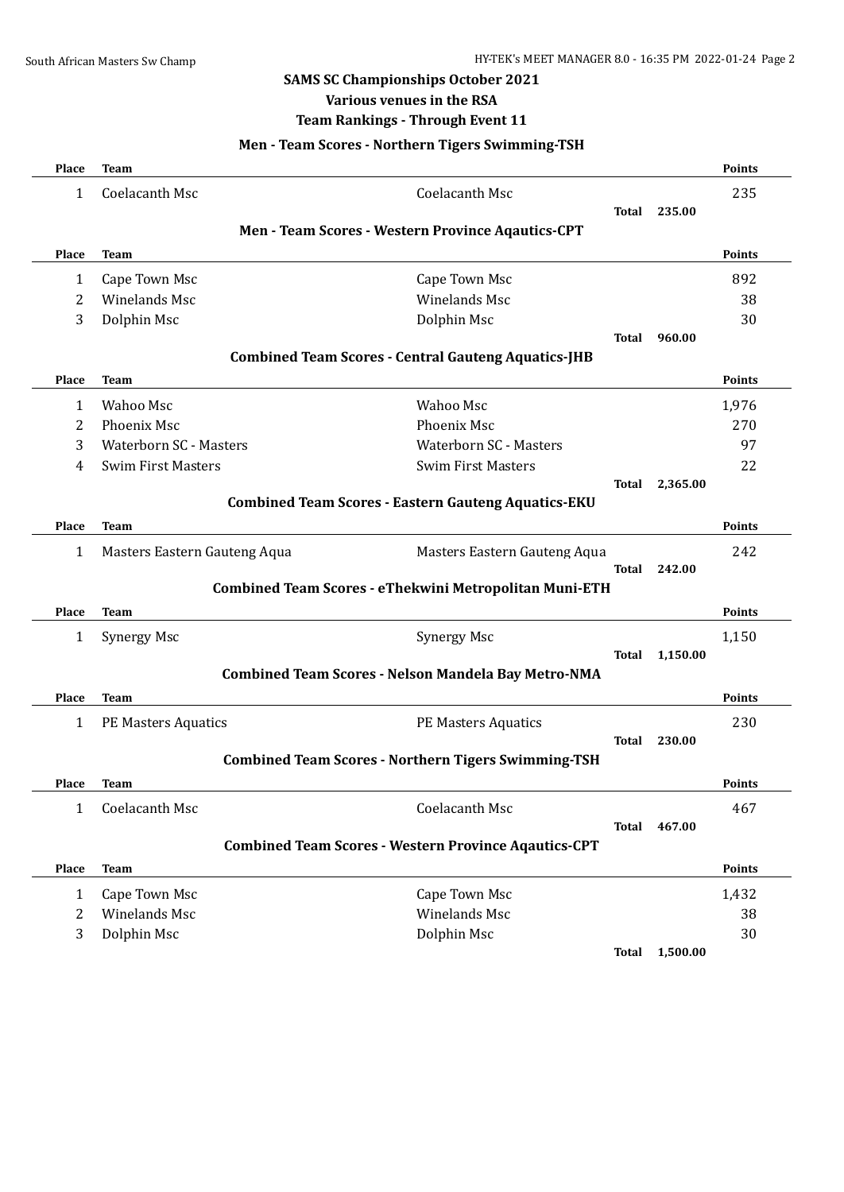## SAMS SC Championships October 2021

### Various venues in the RSA

### Team Rankings - Through Event 11

#### Men - Team Scores - Northern Tigers Swimming-TSH

| Place | Team | | | Points |
|---|---|---|---|---|
| 1 | Coelacanth Msc | Coelacanth Msc | | 235 |
| | | | Total 235.00 | |

#### Men - Team Scores - Western Province Aqautics-CPT

| Place | Team | | | Points |
|---|---|---|---|---|
| 1 | Cape Town Msc | Cape Town Msc | | 892 |
| 2 | Winelands Msc | Winelands Msc | | 38 |
| 3 | Dolphin Msc | Dolphin Msc | | 30 |
| | | | Total 960.00 | |

#### Combined Team Scores - Central Gauteng Aquatics-JHB

| Place | Team | | | Points |
|---|---|---|---|---|
| 1 | Wahoo Msc | Wahoo Msc | | 1,976 |
| 2 | Phoenix Msc | Phoenix Msc | | 270 |
| 3 | Waterborn SC - Masters | Waterborn SC - Masters | | 97 |
| 4 | Swim First Masters | Swim First Masters | | 22 |
| | | | Total 2,365.00 | |

#### Combined Team Scores - Eastern Gauteng Aquatics-EKU

| Place | Team | | | Points |
|---|---|---|---|---|
| 1 | Masters Eastern Gauteng Aqua | Masters Eastern Gauteng Aqua | | 242 |
| | | | Total 242.00 | |

#### Combined Team Scores - eThekwini Metropolitan Muni-ETH

| Place | Team | | | Points |
|---|---|---|---|---|
| 1 | Synergy Msc | Synergy Msc | | 1,150 |
| | | | Total 1,150.00 | |

#### Combined Team Scores - Nelson Mandela Bay Metro-NMA

| Place | Team | | | Points |
|---|---|---|---|---|
| 1 | PE Masters Aquatics | PE Masters Aquatics | | 230 |
| | | | Total 230.00 | |

#### Combined Team Scores - Northern Tigers Swimming-TSH

| Place | Team | | | Points |
|---|---|---|---|---|
| 1 | Coelacanth Msc | Coelacanth Msc | | 467 |
| | | | Total 467.00 | |

#### Combined Team Scores - Western Province Aqautics-CPT

| Place | Team | | | Points |
|---|---|---|---|---|
| 1 | Cape Town Msc | Cape Town Msc | | 1,432 |
| 2 | Winelands Msc | Winelands Msc | | 38 |
| 3 | Dolphin Msc | Dolphin Msc | | 30 |
| | | | Total 1,500.00 | |